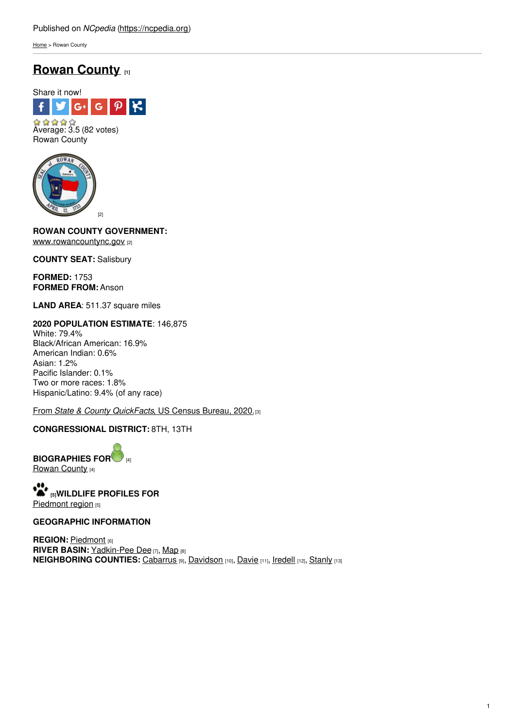Published on *NCpedia* (https://ncpedia.org)

Home > Rowan County

# Rowan County [1]

Share it now!

Average: 3.5 (82 votes)
Rowan County

[2]

**ROWAN COUNTY GOVERNMENT:**
www.rowancountync.gov [2]

**COUNTY SEAT:** Salisbury

**FORMED:** 1753
**FORMED FROM:** Anson

**LAND AREA**: 511.37 square miles

**2020 POPULATION ESTIMATE**: 146,875
White: 79.4%
Black/African American: 16.9%
American Indian: 0.6%
Asian: 1.2%
Pacific Islander: 0.1%
Two or more races: 1.8%
Hispanic/Latino: 9.4% (of any race)

From *State & County QuickFacts*, US Census Bureau, 2020. [3]

**CONGRESSIONAL DISTRICT:** 8TH, 13TH

**BIOGRAPHIES FOR** [4]
Rowan County [4]

[5] **WILDLIFE PROFILES FOR**
Piedmont region [5]

**GEOGRAPHIC INFORMATION**

**REGION:** Piedmont [6]
**RIVER BASIN:** Yadkin-Pee Dee [7], Map [8]
**NEIGHBORING COUNTIES:** Cabarrus [9], Davidson [10], Davie [11], Iredell [12], Stanly [13]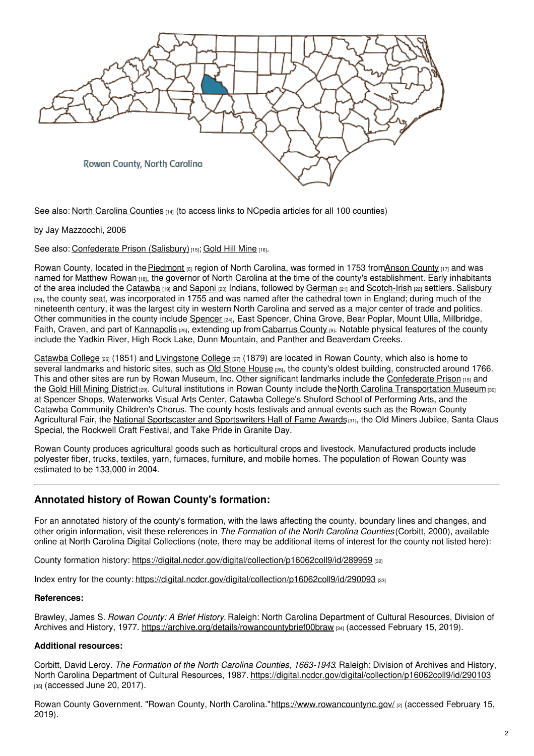Rowan County, North Carolina

See also: North Carolina Counties [14] (to access links to NCpedia articles for all 100 counties)

by Jay Mazzocchi, 2006

See also: Confederate Prison (Salisbury) [15]; Gold Hill Mine [16].

Rowan County, located in the Piedmont [6] region of North Carolina, was formed in 1753 from Anson County [17] and was named for Matthew Rowan [18], the governor of North Carolina at the time of the county's establishment. Early inhabitants of the area included the Catawba [19] and Saponi [20] Indians, followed by German [21] and Scotch-Irish [22] settlers. Salisbury [23], the county seat, was incorporated in 1755 and was named after the cathedral town in England; during much of the nineteenth century, it was the largest city in western North Carolina and served as a major center of trade and politics. Other communities in the county include Spencer [24], East Spencer, China Grove, Bear Poplar, Mount Ulla, Millbridge, Faith, Craven, and part of Kannapolis [25], extending up from Cabarrus County [9]. Notable physical features of the county include the Yadkin River, High Rock Lake, Dunn Mountain, and Panther and Beaverdam Creeks.

Catawba College [26] (1851) and Livingstone College [27] (1879) are located in Rowan County, which also is home to several landmarks and historic sites, such as Old Stone House [28], the county's oldest building, constructed around 1766. This and other sites are run by Rowan Museum, Inc. Other significant landmarks include the Confederate Prison [15] and the Gold Hill Mining District [29]. Cultural institutions in Rowan County include the North Carolina Transportation Museum [30] at Spencer Shops, Waterworks Visual Arts Center, Catawba College's Shuford School of Performing Arts, and the Catawba Community Children's Chorus. The county hosts festivals and annual events such as the Rowan County Agricultural Fair, the National Sportscaster and Sportswriters Hall of Fame Awards [31], the Old Miners Jubilee, Santa Claus Special, the Rockwell Craft Festival, and Take Pride in Granite Day.

Rowan County produces agricultural goods such as horticultural crops and livestock. Manufactured products include polyester fiber, trucks, textiles, yarn, furnaces, furniture, and mobile homes. The population of Rowan County was estimated to be 133,000 in 2004.

---

### Annotated history of Rowan County's formation:

For an annotated history of the county's formation, with the laws affecting the county, boundary lines and changes, and other origin information, visit these references in *The Formation of the North Carolina Counties* (Corbitt, 2000), available online at North Carolina Digital Collections (note, there may be additional items of interest for the county not listed here):

County formation history: https://digital.ncdcr.gov/digital/collection/p16062coll9/id/289959 [32]

Index entry for the county: https://digital.ncdcr.gov/digital/collection/p16062coll9/id/290093 [33]

#### References:

Brawley, James S. *Rowan County: A Brief History*. Raleigh: North Carolina Department of Cultural Resources, Division of Archives and History, 1977. https://archive.org/details/rowancountybrief00braw [34] (accessed February 15, 2019).

#### Additional resources:

Corbitt, David Leroy. *The Formation of the North Carolina Counties, 1663-1943*. Raleigh: Division of Archives and History, North Carolina Department of Cultural Resources, 1987. https://digital.ncdcr.gov/digital/collection/p16062coll9/id/290103 [35] (accessed June 20, 2017).

Rowan County Government. "Rowan County, North Carolina." https://www.rowancountync.gov/ [2] (accessed February 15, 2019).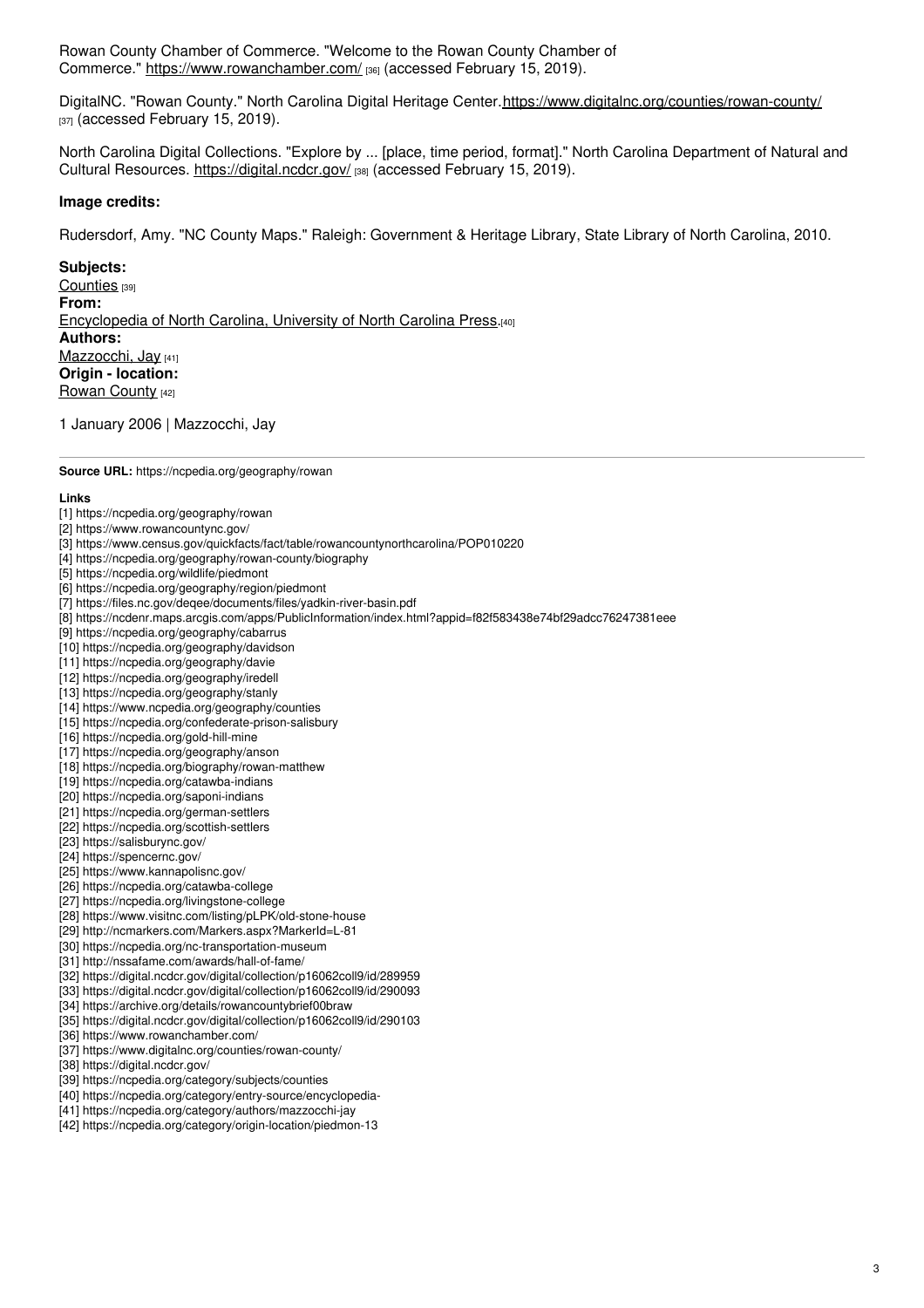Rowan County Chamber of Commerce. "Welcome to the Rowan County Chamber of Commerce." https://www.rowanchamber.com/ [36] (accessed February 15, 2019).

DigitalNC. "Rowan County." North Carolina Digital Heritage Center. https://www.digitalnc.org/counties/rowan-county/ [37] (accessed February 15, 2019).

North Carolina Digital Collections. "Explore by ... [place, time period, format]." North Carolina Department of Natural and Cultural Resources. https://digital.ncdcr.gov/ [38] (accessed February 15, 2019).

**Image credits:**

Rudersdorf, Amy. "NC County Maps." Raleigh: Government & Heritage Library, State Library of North Carolina, 2010.

**Subjects:**
Counties [39]
**From:**
Encyclopedia of North Carolina, University of North Carolina Press. [40]
**Authors:**
Mazzocchi, Jay [41]
**Origin - location:**
Rowan County [42]

1 January 2006 | Mazzocchi, Jay

---

**Source URL:** https://ncpedia.org/geography/rowan

**Links**

[1] https://ncpedia.org/geography/rowan
[2] https://www.rowancountync.gov/
[3] https://www.census.gov/quickfacts/fact/table/rowancountynorthcarolina/POP010220
[4] https://ncpedia.org/geography/rowan-county/biography
[5] https://ncpedia.org/wildlife/piedmont
[6] https://ncpedia.org/geography/region/piedmont
[7] https://files.nc.gov/deqee/documents/files/yadkin-river-basin.pdf
[8] https://ncdenr.maps.arcgis.com/apps/PublicInformation/index.html?appid=f82f583438e74bf29adcc76247381eee
[9] https://ncpedia.org/geography/cabarrus
[10] https://ncpedia.org/geography/davidson
[11] https://ncpedia.org/geography/davie
[12] https://ncpedia.org/geography/iredell
[13] https://ncpedia.org/geography/stanly
[14] https://www.ncpedia.org/geography/counties
[15] https://ncpedia.org/confederate-prison-salisbury
[16] https://ncpedia.org/gold-hill-mine
[17] https://ncpedia.org/geography/anson
[18] https://ncpedia.org/biography/rowan-matthew
[19] https://ncpedia.org/catawba-indians
[20] https://ncpedia.org/saponi-indians
[21] https://ncpedia.org/german-settlers
[22] https://ncpedia.org/scottish-settlers
[23] https://salisburync.gov/
[24] https://spencernc.gov/
[25] https://www.kannapolisnc.gov/
[26] https://ncpedia.org/catawba-college
[27] https://ncpedia.org/livingstone-college
[28] https://www.visitnc.com/listing/pLPK/old-stone-house
[29] http://ncmarkers.com/Markers.aspx?MarkerId=L-81
[30] https://ncpedia.org/nc-transportation-museum
[31] http://nssafame.com/awards/hall-of-fame/
[32] https://digital.ncdcr.gov/digital/collection/p16062coll9/id/289959
[33] https://digital.ncdcr.gov/digital/collection/p16062coll9/id/290093
[34] https://archive.org/details/rowancountybrief00braw
[35] https://digital.ncdcr.gov/digital/collection/p16062coll9/id/290103
[36] https://www.rowanchamber.com/
[37] https://www.digitalnc.org/counties/rowan-county/
[38] https://digital.ncdcr.gov/
[39] https://ncpedia.org/category/subjects/counties
[40] https://ncpedia.org/category/entry-source/encyclopedia-
[41] https://ncpedia.org/category/authors/mazzocchi-jay
[42] https://ncpedia.org/category/origin-location/piedmon-13